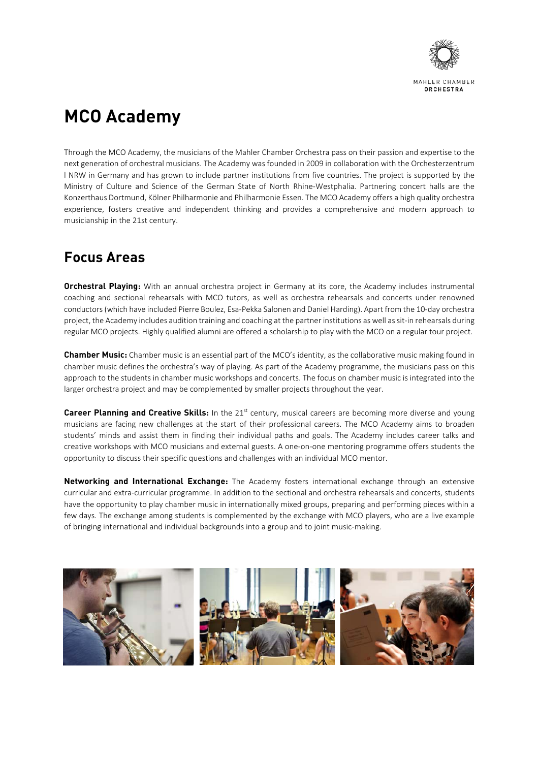# MCO Academy

Through the MCO Academy, the musicians of the Mahler Chamber Orchestra pass on their passion and expertise to the next generation of orchestral musicians. The Academy was founded in 2009 in collaboration with the Orchesterzentrum | NRW in Germany and has grown to include partner institutions from five countries. The project is supported by the Ministry of Culture and Science of the German State of North Rhine-Westphalia. Partnering concert halls are the Konzerthaus Dortmund, Kölner Philharmonie and Philharmonie Essen. The MCO Academy offers a high quality orchestra experience, fosters creative and independent thinking and provides a comprehensive and modern approach to musicianship in the 21st century.

## Focus Areas

**Orchestral Playing:** With an annual orchestra project in Germany at its core, the Academy includes instrumental coaching and sectional rehearsals with MCO tutors, as well as orchestra rehearsals and concerts under renowned conductors (which have included Pierre Boulez, Esa-Pekka Salonen and Daniel Harding). Apart from the 10-day orchestra project, the Academy includes audition training and coaching at the partner institutions as well as sit-in rehearsals during regular MCO projects. Highly qualified alumni are offered a scholarship to play with the MCO on a regular tour project.

**Chamber Music:** Chamber music is an essential part of the MCO's identity, as the collaborative music making found in chamber music defines the orchestra's way of playing. As part of the Academy programme, the musicians pass on this approach to the students in chamber music workshops and concerts. The focus on chamber music is integrated into the larger orchestra project and may be complemented by smaller projects throughout the year.

**Career Planning and Creative Skills:** In the 21st century, musical careers are becoming more diverse and young musicians are facing new challenges at the start of their professional careers. The MCO Academy aims to broaden students' minds and assist them in finding their individual paths and goals. The Academy includes career talks and creative workshops with MCO musicians and external guests. A one-on-one mentoring programme offers students the opportunity to discuss their specific questions and challenges with an individual MCO mentor.

**Networking and International Exchange:** The Academy fosters international exchange through an extensive curricular and extra-curricular programme. In addition to the sectional and orchestra rehearsals and concerts, students have the opportunity to play chamber music in internationally mixed groups, preparing and performing pieces within a few days. The exchange among students is complemented by the exchange with MCO players, who are a live example of bringing international and individual backgrounds into a group and to joint music-making.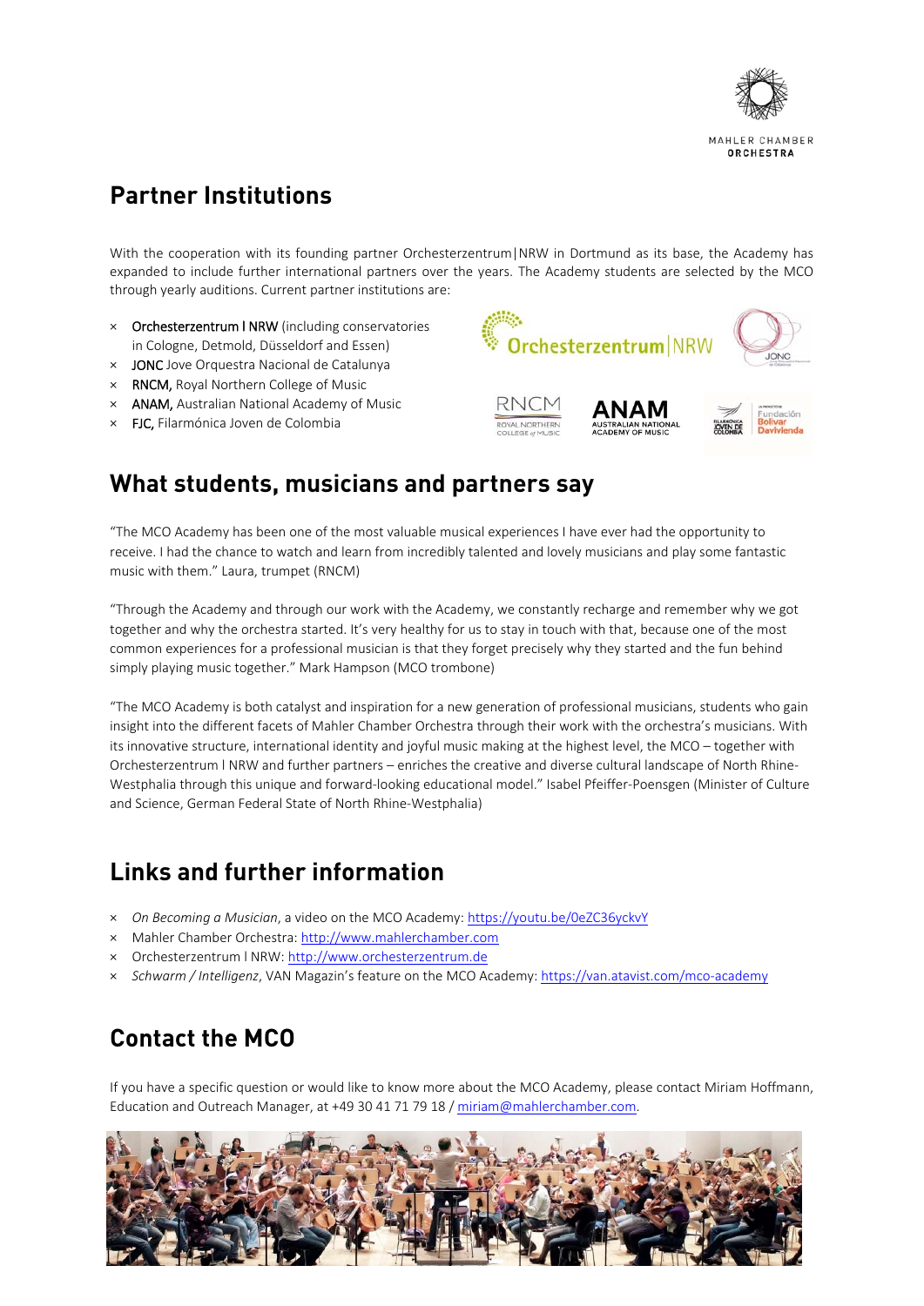## Partner Institutions

With the cooperation with its founding partner Orchesterzentrum|NRW in Dortmund as its base, the Academy has expanded to include further international partners over the years. The Academy students are selected by the MCO through yearly auditions. Current partner institutions are:

- Orchesterzentrum I NRW (including conservatories in Cologne, Detmold, Düsseldorf and Essen)
- JONC Jove Orquestra Nacional de Catalunya
- RNCM, Royal Northern College of Music
- ANAM, Australian National Academy of Music
- FJC, Filarmónica Joven de Colombia

## What students, musicians and partners say

"The MCO Academy has been one of the most valuable musical experiences I have ever had the opportunity to receive. I had the chance to watch and learn from incredibly talented and lovely musicians and play some fantastic music with them." Laura, trumpet (RNCM)

"Through the Academy and through our work with the Academy, we constantly recharge and remember why we got together and why the orchestra started. It's very healthy for us to stay in touch with that, because one of the most common experiences for a professional musician is that they forget precisely why they started and the fun behind simply playing music together." Mark Hampson (MCO trombone)

"The MCO Academy is both catalyst and inspiration for a new generation of professional musicians, students who gain insight into the different facets of Mahler Chamber Orchestra through their work with the orchestra's musicians. With its innovative structure, international identity and joyful music making at the highest level, the MCO – together with Orchesterzentrum I NRW and further partners – enriches the creative and diverse cultural landscape of North Rhine-Westphalia through this unique and forward-looking educational model." Isabel Pfeiffer-Poensgen (Minister of Culture and Science, German Federal State of North Rhine-Westphalia)

## Links and further information

- *On Becoming a Musician*, a video on the MCO Academy: https://youtu.be/0eZC36yckvY
- Mahler Chamber Orchestra: http://www.mahlerchamber.com
- Orchesterzentrum I NRW: http://www.orchesterzentrum.de
- *Schwarm / Intelligenz*, VAN Magazin's feature on the MCO Academy: https://van.atavist.com/mco-academy

## Contact the MCO

If you have a specific question or would like to know more about the MCO Academy, please contact Miriam Hoffmann, Education and Outreach Manager, at +49 30 41 71 79 18 / miriam@mahlerchamber.com.